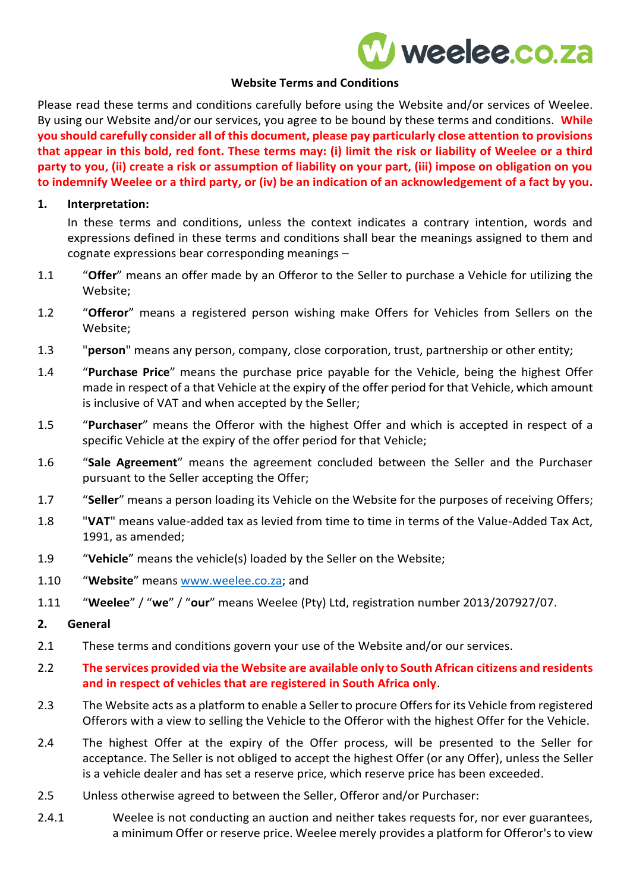**Website Terms and Conditions**

Please read these terms and conditions carefully before using the Website and/or services of Weelee. By using our Website and/or our services, you agree to be bound by these terms and conditions. **While you should carefully consider all of this document, please pay particularly close attention to provisions that appear in this bold, red font. These terms may: (i) limit the risk or liability of Weelee or a third party to you, (ii) create a risk or assumption of liability on your part, (iii) impose on obligation on you to indemnify Weelee or a third party, or (iv) be an indication of an acknowledgement of a fact by you.**

**1. Interpretation:**

In these terms and conditions, unless the context indicates a contrary intention, words and expressions defined in these terms and conditions shall bear the meanings assigned to them and cognate expressions bear corresponding meanings –

1.1 "**Offer**" means an offer made by an Offeror to the Seller to purchase a Vehicle for utilizing the Website;

1.2 "**Offeror**" means a registered person wishing make Offers for Vehicles from Sellers on the Website;

1.3 "**person**" means any person, company, close corporation, trust, partnership or other entity;

1.4 "**Purchase Price**" means the purchase price payable for the Vehicle, being the highest Offer made in respect of a that Vehicle at the expiry of the offer period for that Vehicle, which amount is inclusive of VAT and when accepted by the Seller;

1.5 "**Purchaser**" means the Offeror with the highest Offer and which is accepted in respect of a specific Vehicle at the expiry of the offer period for that Vehicle;

1.6 "**Sale Agreement**" means the agreement concluded between the Seller and the Purchaser pursuant to the Seller accepting the Offer;

1.7 "**Seller**" means a person loading its Vehicle on the Website for the purposes of receiving Offers;

1.8 "**VAT**" means value-added tax as levied from time to time in terms of the Value-Added Tax Act, 1991, as amended;

1.9 "**Vehicle**" means the vehicle(s) loaded by the Seller on the Website;

1.10 "**Website**" means www.weelee.co.za; and

1.11 "**Weelee**" / "**we**" / "**our**" means Weelee (Pty) Ltd, registration number 2013/207927/07.

**2. General**

2.1 These terms and conditions govern your use of the Website and/or our services.

2.2 **The services provided via the Website are available only to South African citizens and residents and in respect of vehicles that are registered in South Africa only**.

2.3 The Website acts as a platform to enable a Seller to procure Offers for its Vehicle from registered Offerors with a view to selling the Vehicle to the Offeror with the highest Offer for the Vehicle.

2.4 The highest Offer at the expiry of the Offer process, will be presented to the Seller for acceptance. The Seller is not obliged to accept the highest Offer (or any Offer), unless the Seller is a vehicle dealer and has set a reserve price, which reserve price has been exceeded.

2.5 Unless otherwise agreed to between the Seller, Offeror and/or Purchaser:

2.4.1 Weelee is not conducting an auction and neither takes requests for, nor ever guarantees, a minimum Offer or reserve price. Weelee merely provides a platform for Offeror's to view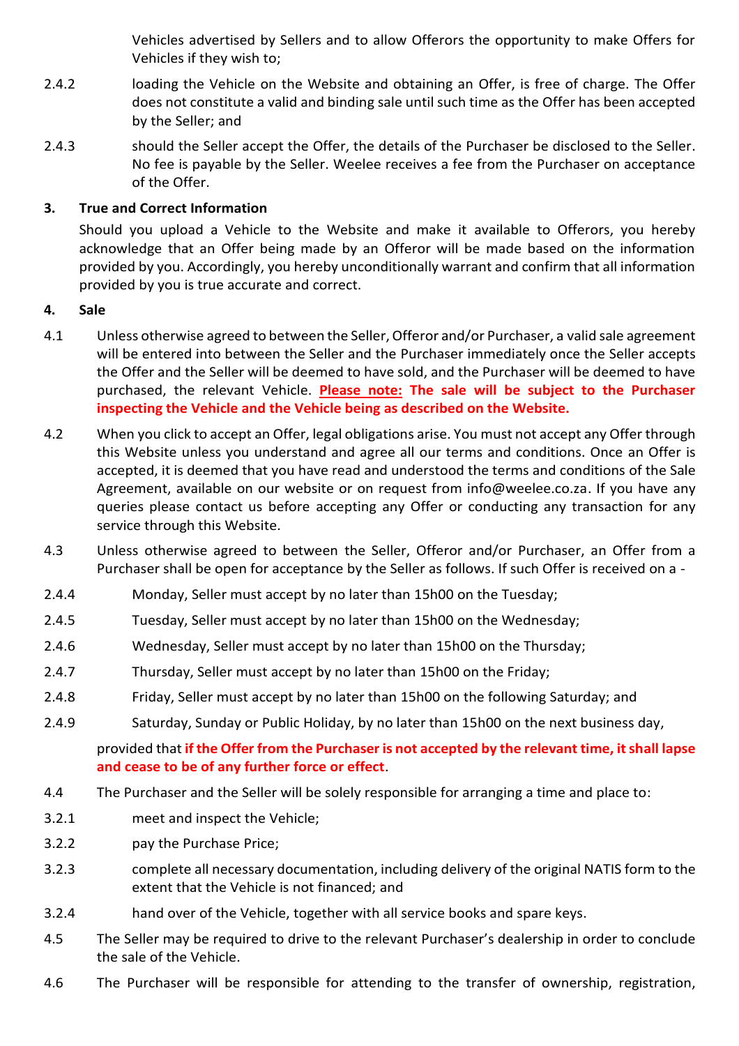Vehicles advertised by Sellers and to allow Offerors the opportunity to make Offers for Vehicles if they wish to;

2.4.2 loading the Vehicle on the Website and obtaining an Offer, is free of charge. The Offer does not constitute a valid and binding sale until such time as the Offer has been accepted by the Seller; and

2.4.3 should the Seller accept the Offer, the details of the Purchaser be disclosed to the Seller. No fee is payable by the Seller. Weelee receives a fee from the Purchaser on acceptance of the Offer.

**3. True and Correct Information**

Should you upload a Vehicle to the Website and make it available to Offerors, you hereby acknowledge that an Offer being made by an Offeror will be made based on the information provided by you. Accordingly, you hereby unconditionally warrant and confirm that all information provided by you is true accurate and correct.

**4. Sale**

4.1 Unless otherwise agreed to between the Seller, Offeror and/or Purchaser, a valid sale agreement will be entered into between the Seller and the Purchaser immediately once the Seller accepts the Offer and the Seller will be deemed to have sold, and the Purchaser will be deemed to have purchased, the relevant Vehicle. **Please note: The sale will be subject to the Purchaser inspecting the Vehicle and the Vehicle being as described on the Website.**

4.2 When you click to accept an Offer, legal obligations arise. You must not accept any Offer through this Website unless you understand and agree all our terms and conditions. Once an Offer is accepted, it is deemed that you have read and understood the terms and conditions of the Sale Agreement, available on our website or on request from info@weelee.co.za. If you have any queries please contact us before accepting any Offer or conducting any transaction for any service through this Website.

4.3 Unless otherwise agreed to between the Seller, Offeror and/or Purchaser, an Offer from a Purchaser shall be open for acceptance by the Seller as follows. If such Offer is received on a -

2.4.4 Monday, Seller must accept by no later than 15h00 on the Tuesday;

2.4.5 Tuesday, Seller must accept by no later than 15h00 on the Wednesday;

2.4.6 Wednesday, Seller must accept by no later than 15h00 on the Thursday;

2.4.7 Thursday, Seller must accept by no later than 15h00 on the Friday;

2.4.8 Friday, Seller must accept by no later than 15h00 on the following Saturday; and

2.4.9 Saturday, Sunday or Public Holiday, by no later than 15h00 on the next business day,

provided that **if the Offer from the Purchaser is not accepted by the relevant time, it shall lapse and cease to be of any further force or effect**.

4.4 The Purchaser and the Seller will be solely responsible for arranging a time and place to:

3.2.1 meet and inspect the Vehicle;

3.2.2 pay the Purchase Price;

3.2.3 complete all necessary documentation, including delivery of the original NATIS form to the extent that the Vehicle is not financed; and

3.2.4 hand over of the Vehicle, together with all service books and spare keys.

4.5 The Seller may be required to drive to the relevant Purchaser's dealership in order to conclude the sale of the Vehicle.

4.6 The Purchaser will be responsible for attending to the transfer of ownership, registration,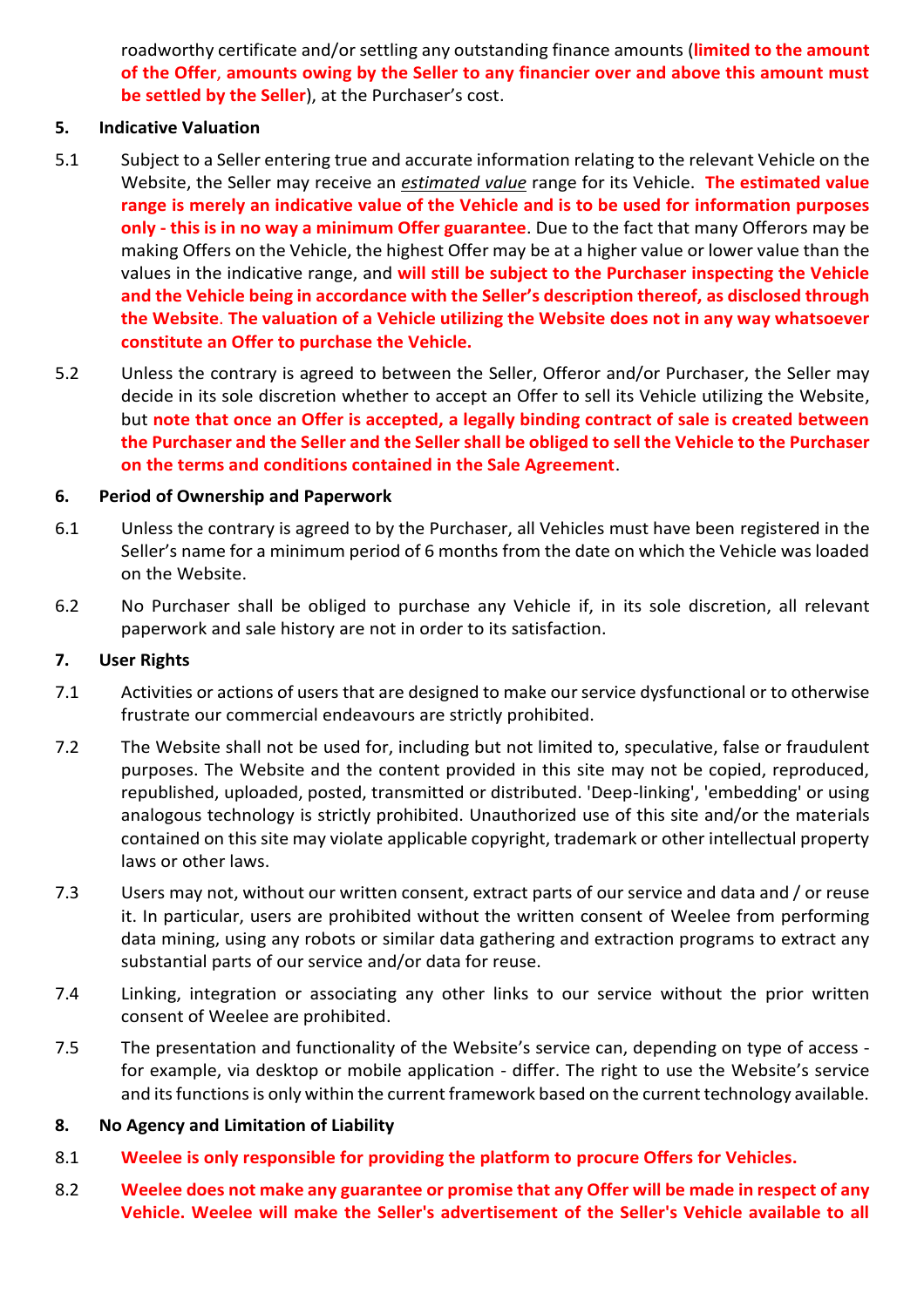roadworthy certificate and/or settling any outstanding finance amounts (**limited to the amount of the Offer, amounts owing by the Seller to any financier over and above this amount must be settled by the Seller**), at the Purchaser's cost.

**5. Indicative Valuation**

5.1 Subject to a Seller entering true and accurate information relating to the relevant Vehicle on the Website, the Seller may receive an _estimated value_ range for its Vehicle. **The estimated value range is merely an indicative value of the Vehicle and is to be used for information purposes only - this is in no way a minimum Offer guarantee**. Due to the fact that many Offerors may be making Offers on the Vehicle, the highest Offer may be at a higher value or lower value than the values in the indicative range, and **will still be subject to the Purchaser inspecting the Vehicle and the Vehicle being in accordance with the Seller's description thereof, as disclosed through the Website**. **The valuation of a Vehicle utilizing the Website does not in any way whatsoever constitute an Offer to purchase the Vehicle.**

5.2 Unless the contrary is agreed to between the Seller, Offeror and/or Purchaser, the Seller may decide in its sole discretion whether to accept an Offer to sell its Vehicle utilizing the Website, but **note that once an Offer is accepted, a legally binding contract of sale is created between the Purchaser and the Seller and the Seller shall be obliged to sell the Vehicle to the Purchaser on the terms and conditions contained in the Sale Agreement**.

**6. Period of Ownership and Paperwork**

6.1 Unless the contrary is agreed to by the Purchaser, all Vehicles must have been registered in the Seller's name for a minimum period of 6 months from the date on which the Vehicle was loaded on the Website.

6.2 No Purchaser shall be obliged to purchase any Vehicle if, in its sole discretion, all relevant paperwork and sale history are not in order to its satisfaction.

**7. User Rights**

7.1 Activities or actions of users that are designed to make our service dysfunctional or to otherwise frustrate our commercial endeavours are strictly prohibited.

7.2 The Website shall not be used for, including but not limited to, speculative, false or fraudulent purposes. The Website and the content provided in this site may not be copied, reproduced, republished, uploaded, posted, transmitted or distributed. 'Deep-linking', 'embedding' or using analogous technology is strictly prohibited. Unauthorized use of this site and/or the materials contained on this site may violate applicable copyright, trademark or other intellectual property laws or other laws.

7.3 Users may not, without our written consent, extract parts of our service and data and / or reuse it. In particular, users are prohibited without the written consent of Weelee from performing data mining, using any robots or similar data gathering and extraction programs to extract any substantial parts of our service and/or data for reuse.

7.4 Linking, integration or associating any other links to our service without the prior written consent of Weelee are prohibited.

7.5 The presentation and functionality of the Website's service can, depending on type of access - for example, via desktop or mobile application - differ. The right to use the Website's service and its functions is only within the current framework based on the current technology available.

**8. No Agency and Limitation of Liability**

8.1 **Weelee is only responsible for providing the platform to procure Offers for Vehicles.**

8.2 **Weelee does not make any guarantee or promise that any Offer will be made in respect of any Vehicle. Weelee will make the Seller's advertisement of the Seller's Vehicle available to all**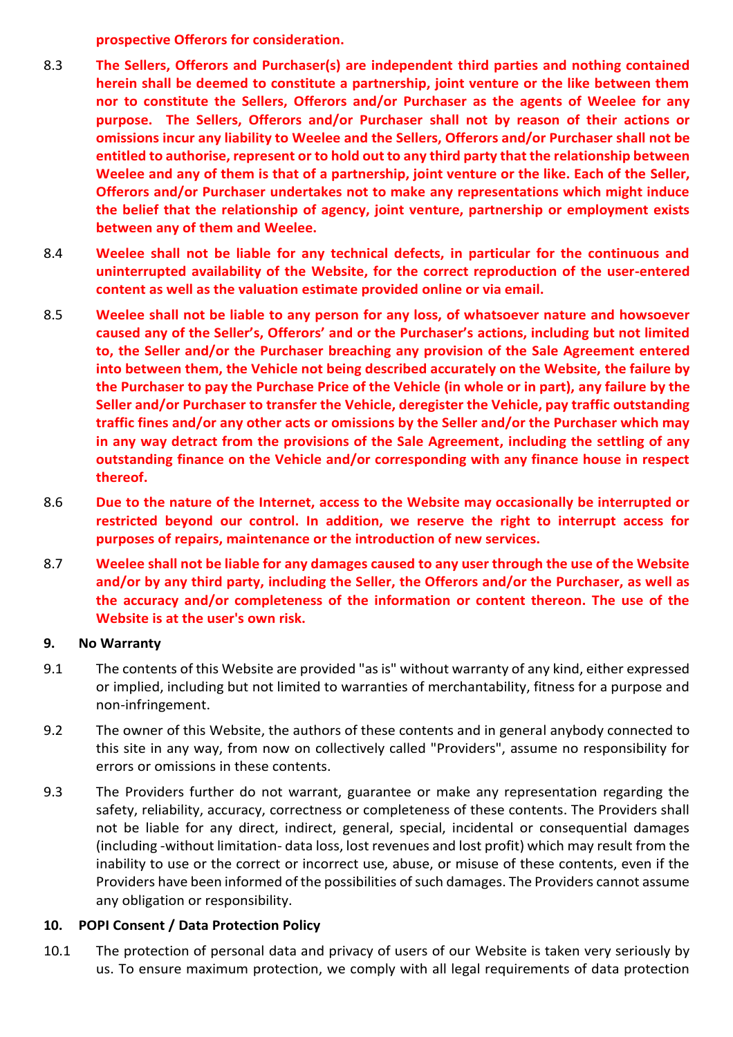**prospective Offerors for consideration.**

8.3 **The Sellers, Offerors and Purchaser(s) are independent third parties and nothing contained herein shall be deemed to constitute a partnership, joint venture or the like between them nor to constitute the Sellers, Offerors and/or Purchaser as the agents of Weelee for any purpose. The Sellers, Offerors and/or Purchaser shall not by reason of their actions or omissions incur any liability to Weelee and the Sellers, Offerors and/or Purchaser shall not be entitled to authorise, represent or to hold out to any third party that the relationship between Weelee and any of them is that of a partnership, joint venture or the like. Each of the Seller, Offerors and/or Purchaser undertakes not to make any representations which might induce the belief that the relationship of agency, joint venture, partnership or employment exists between any of them and Weelee.**

8.4 **Weelee shall not be liable for any technical defects, in particular for the continuous and uninterrupted availability of the Website, for the correct reproduction of the user-entered content as well as the valuation estimate provided online or via email.**

8.5 **Weelee shall not be liable to any person for any loss, of whatsoever nature and howsoever caused any of the Seller's, Offerors' and or the Purchaser's actions, including but not limited to, the Seller and/or the Purchaser breaching any provision of the Sale Agreement entered into between them, the Vehicle not being described accurately on the Website, the failure by the Purchaser to pay the Purchase Price of the Vehicle (in whole or in part), any failure by the Seller and/or Purchaser to transfer the Vehicle, deregister the Vehicle, pay traffic outstanding traffic fines and/or any other acts or omissions by the Seller and/or the Purchaser which may in any way detract from the provisions of the Sale Agreement, including the settling of any outstanding finance on the Vehicle and/or corresponding with any finance house in respect thereof.**

8.6 **Due to the nature of the Internet, access to the Website may occasionally be interrupted or restricted beyond our control. In addition, we reserve the right to interrupt access for purposes of repairs, maintenance or the introduction of new services.**

8.7 **Weelee shall not be liable for any damages caused to any user through the use of the Website and/or by any third party, including the Seller, the Offerors and/or the Purchaser, as well as the accuracy and/or completeness of the information or content thereon. The use of the Website is at the user's own risk.**

## 9. No Warranty

9.1 The contents of this Website are provided "as is" without warranty of any kind, either expressed or implied, including but not limited to warranties of merchantability, fitness for a purpose and non-infringement.

9.2 The owner of this Website, the authors of these contents and in general anybody connected to this site in any way, from now on collectively called "Providers", assume no responsibility for errors or omissions in these contents.

9.3 The Providers further do not warrant, guarantee or make any representation regarding the safety, reliability, accuracy, correctness or completeness of these contents. The Providers shall not be liable for any direct, indirect, general, special, incidental or consequential damages (including -without limitation- data loss, lost revenues and lost profit) which may result from the inability to use or the correct or incorrect use, abuse, or misuse of these contents, even if the Providers have been informed of the possibilities of such damages. The Providers cannot assume any obligation or responsibility.

## 10. POPI Consent / Data Protection Policy

10.1 The protection of personal data and privacy of users of our Website is taken very seriously by us. To ensure maximum protection, we comply with all legal requirements of data protection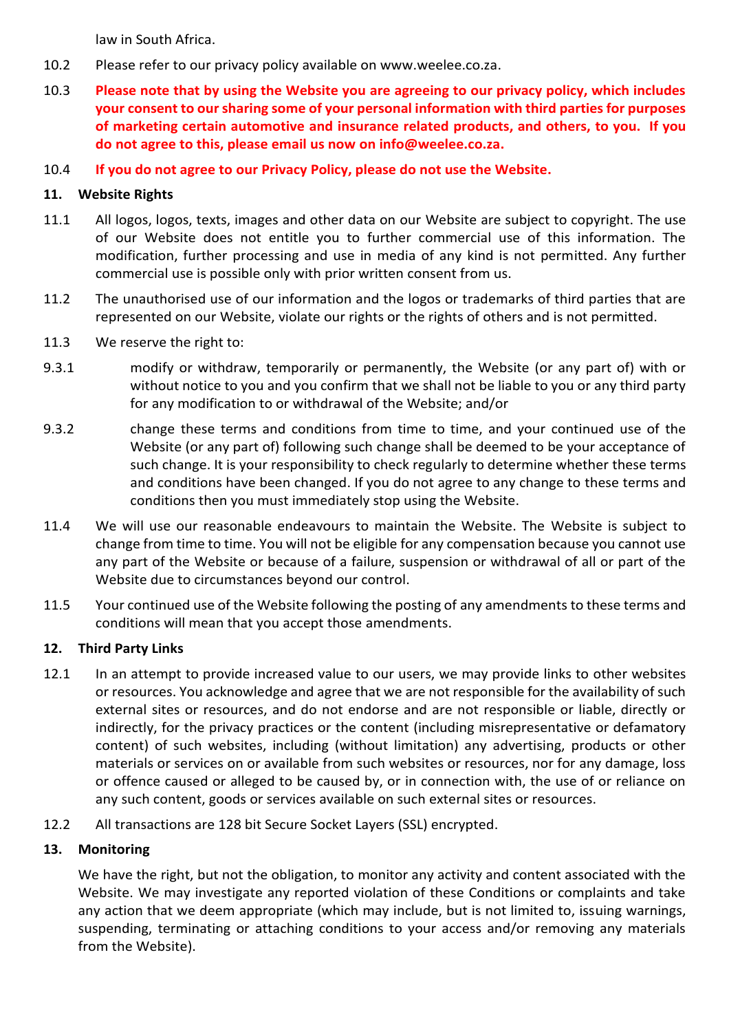law in South Africa.

10.2 Please refer to our privacy policy available on www.weelee.co.za.

10.3 **Please note that by using the Website you are agreeing to our privacy policy, which includes your consent to our sharing some of your personal information with third parties for purposes of marketing certain automotive and insurance related products, and others, to you. If you do not agree to this, please email us now on info@weelee.co.za.**

10.4 **If you do not agree to our Privacy Policy, please do not use the Website.**

**11. Website Rights**

11.1 All logos, logos, texts, images and other data on our Website are subject to copyright. The use of our Website does not entitle you to further commercial use of this information. The modification, further processing and use in media of any kind is not permitted. Any further commercial use is possible only with prior written consent from us.

11.2 The unauthorised use of our information and the logos or trademarks of third parties that are represented on our Website, violate our rights or the rights of others and is not permitted.

11.3 We reserve the right to:

9.3.1 modify or withdraw, temporarily or permanently, the Website (or any part of) with or without notice to you and you confirm that we shall not be liable to you or any third party for any modification to or withdrawal of the Website; and/or

9.3.2 change these terms and conditions from time to time, and your continued use of the Website (or any part of) following such change shall be deemed to be your acceptance of such change. It is your responsibility to check regularly to determine whether these terms and conditions have been changed. If you do not agree to any change to these terms and conditions then you must immediately stop using the Website.

11.4 We will use our reasonable endeavours to maintain the Website. The Website is subject to change from time to time. You will not be eligible for any compensation because you cannot use any part of the Website or because of a failure, suspension or withdrawal of all or part of the Website due to circumstances beyond our control.

11.5 Your continued use of the Website following the posting of any amendments to these terms and conditions will mean that you accept those amendments.

**12. Third Party Links**

12.1 In an attempt to provide increased value to our users, we may provide links to other websites or resources. You acknowledge and agree that we are not responsible for the availability of such external sites or resources, and do not endorse and are not responsible or liable, directly or indirectly, for the privacy practices or the content (including misrepresentative or defamatory content) of such websites, including (without limitation) any advertising, products or other materials or services on or available from such websites or resources, nor for any damage, loss or offence caused or alleged to be caused by, or in connection with, the use of or reliance on any such content, goods or services available on such external sites or resources.

12.2 All transactions are 128 bit Secure Socket Layers (SSL) encrypted.

**13. Monitoring**

We have the right, but not the obligation, to monitor any activity and content associated with the Website. We may investigate any reported violation of these Conditions or complaints and take any action that we deem appropriate (which may include, but is not limited to, issuing warnings, suspending, terminating or attaching conditions to your access and/or removing any materials from the Website).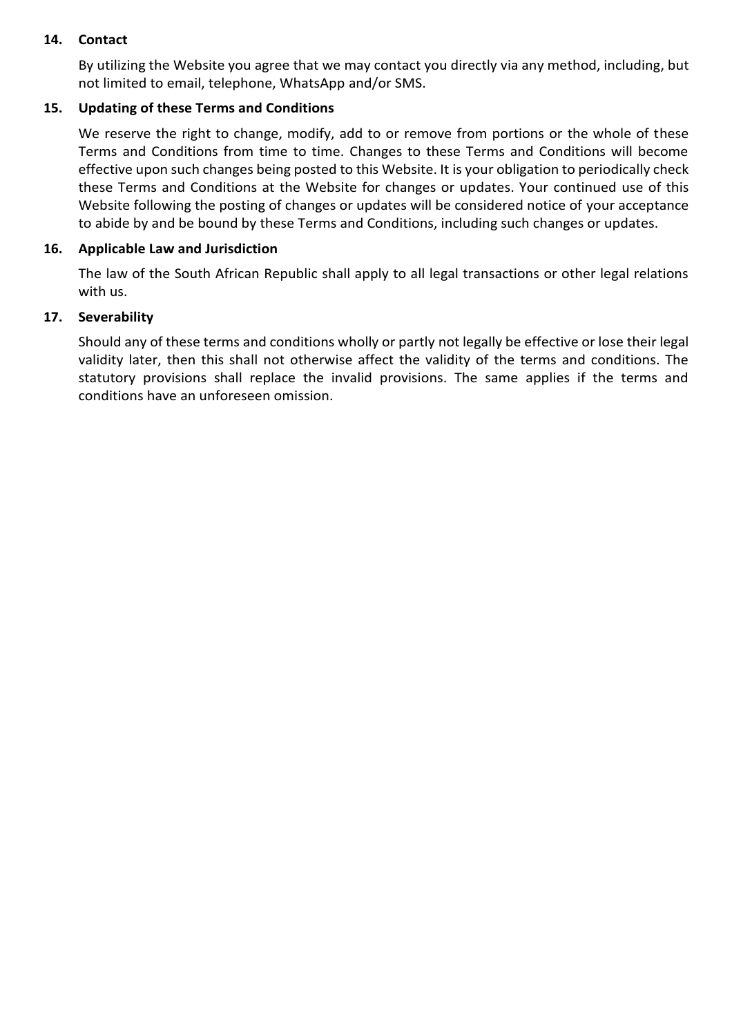**14. Contact**

By utilizing the Website you agree that we may contact you directly via any method, including, but not limited to email, telephone, WhatsApp and/or SMS.

**15. Updating of these Terms and Conditions**

We reserve the right to change, modify, add to or remove from portions or the whole of these Terms and Conditions from time to time. Changes to these Terms and Conditions will become effective upon such changes being posted to this Website. It is your obligation to periodically check these Terms and Conditions at the Website for changes or updates. Your continued use of this Website following the posting of changes or updates will be considered notice of your acceptance to abide by and be bound by these Terms and Conditions, including such changes or updates.

**16. Applicable Law and Jurisdiction**

The law of the South African Republic shall apply to all legal transactions or other legal relations with us.

**17. Severability**

Should any of these terms and conditions wholly or partly not legally be effective or lose their legal validity later, then this shall not otherwise affect the validity of the terms and conditions. The statutory provisions shall replace the invalid provisions. The same applies if the terms and conditions have an unforeseen omission.